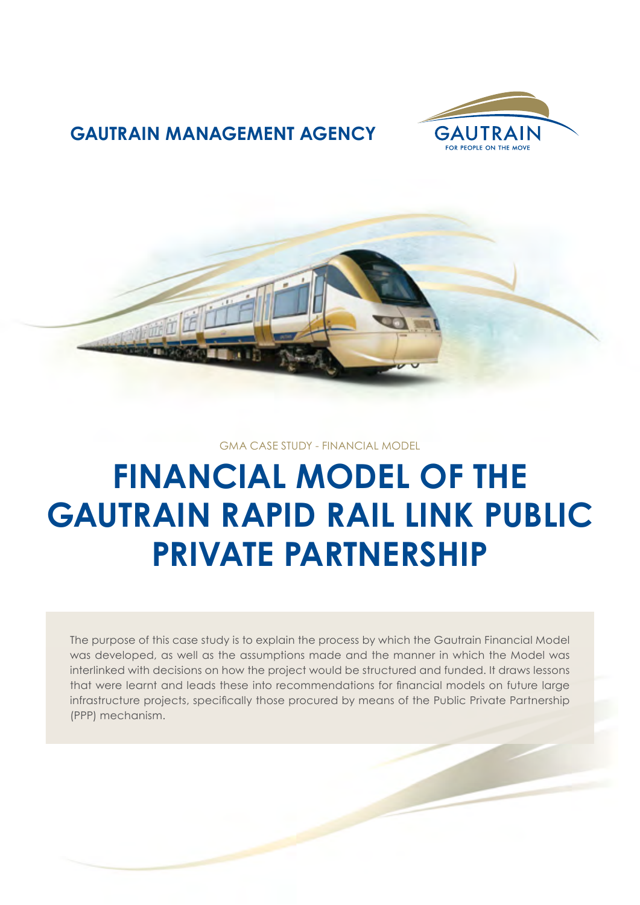**GAUTRAIN MANAGEMENT AGENCY**

GAUTRAIN

FOR PEOPLE ON THE MOVE

GMA CASE STUDY - FINANCIAL MODEL

# FINANCIAL MODEL OF THE GAUTRAIN RAPID RAIL LINK PUBLIC PRIVATE PARTNERSHIP

The purpose of this case study is to explain the process by which the Gautrain Financial Model was developed, as well as the assumptions made and the manner in which the Model was interlinked with decisions on how the project would be structured and funded. It draws lessons that were learnt and leads these into recommendations for financial models on future large infrastructure projects, specifically those procured by means of the Public Private Partnership (PPP) mechanism.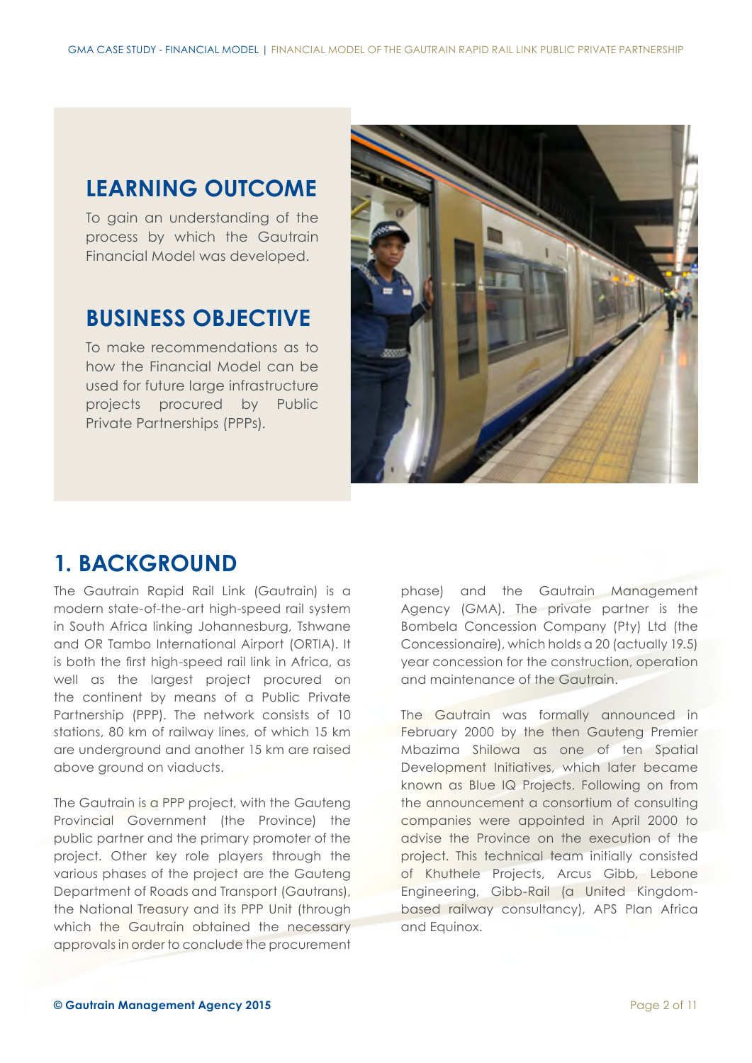## LEARNING OUTCOME

To gain an understanding of the process by which the Gautrain Financial Model was developed.

## BUSINESS OBJECTIVE

To make recommendations as to how the Financial Model can be used for future large infrastructure projects procured by Public Private Partnerships (PPPs).

# 1. BACKGROUND

The Gautrain Rapid Rail Link (Gautrain) is a modern state-of-the-art high-speed rail system in South Africa linking Johannesburg, Tshwane and OR Tambo International Airport (ORTIA). It is both the first high-speed rail link in Africa, as well as the largest project procured on the continent by means of a Public Private Partnership (PPP). The network consists of 10 stations, 80 km of railway lines, of which 15 km are underground and another 15 km are raised above ground on viaducts.

The Gautrain is a PPP project, with the Gauteng Provincial Government (the Province) the public partner and the primary promoter of the project. Other key role players through the various phases of the project are the Gauteng Department of Roads and Transport (Gautrans), the National Treasury and its PPP Unit (through which the Gautrain obtained the necessary approvals in order to conclude the procurement phase) and the Gautrain Management Agency (GMA). The private partner is the Bombela Concession Company (Pty) Ltd (the Concessionaire), which holds a 20 (actually 19.5) year concession for the construction, operation and maintenance of the Gautrain.

The Gautrain was formally announced in February 2000 by the then Gauteng Premier Mbazima Shilowa as one of ten Spatial Development Initiatives, which later became known as Blue IQ Projects. Following on from the announcement a consortium of consulting companies were appointed in April 2000 to advise the Province on the execution of the project. This technical team initially consisted of Khuthele Projects, Arcus Gibb, Lebone Engineering, Gibb-Rail (a United Kingdom-based railway consultancy), APS Plan Africa and Equinox.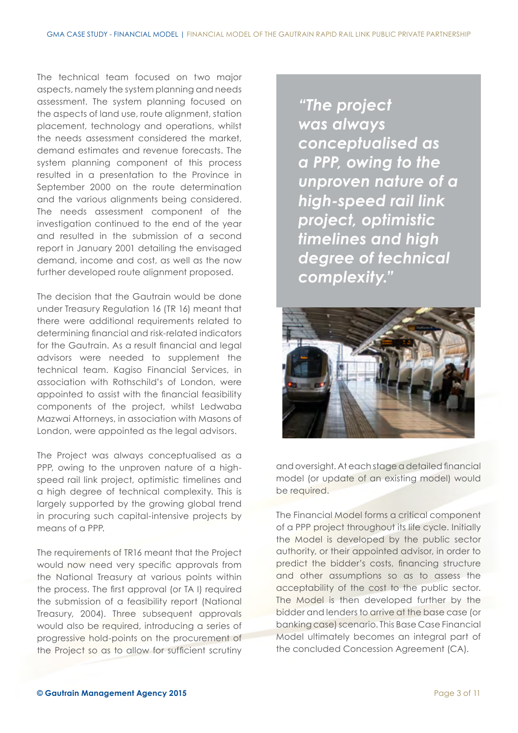The technical team focused on two major aspects, namely the system planning and needs assessment. The system planning focused on the aspects of land use, route alignment, station placement, technology and operations, whilst the needs assessment considered the market, demand estimates and revenue forecasts. The system planning component of this process resulted in a presentation to the Province in September 2000 on the route determination and the various alignments being considered. The needs assessment component of the investigation continued to the end of the year and resulted in the submission of a second report in January 2001 detailing the envisaged demand, income and cost, as well as the now further developed route alignment proposed.

The decision that the Gautrain would be done under Treasury Regulation 16 (TR 16) meant that there were additional requirements related to determining financial and risk-related indicators for the Gautrain. As a result financial and legal advisors were needed to supplement the technical team. Kagiso Financial Services, in association with Rothschild's of London, were appointed to assist with the financial feasibility components of the project, whilst Ledwaba Mazwai Attorneys, in association with Masons of London, were appointed as the legal advisors.

The Project was always conceptualised as a PPP, owing to the unproven nature of a high-speed rail link project, optimistic timelines and a high degree of technical complexity. This is largely supported by the growing global trend in procuring such capital-intensive projects by means of a PPP.

> ***"The project was always conceptualised as a PPP, owing to the unproven nature of a high-speed rail link project, optimistic timelines and high degree of technical complexity."***

The requirements of TR16 meant that the Project would now need very specific approvals from the National Treasury at various points within the process. The first approval (or TA I) required the submission of a feasibility report (National Treasury, 2004). Three subsequent approvals would also be required, introducing a series of progressive hold-points on the procurement of the Project so as to allow for sufficient scrutiny and oversight. At each stage a detailed financial model (or update of an existing model) would be required.

The Financial Model forms a critical component of a PPP project throughout its life cycle. Initially the Model is developed by the public sector authority, or their appointed advisor, in order to predict the bidder's costs, financing structure and other assumptions so as to assess the acceptability of the cost to the public sector. The Model is then developed further by the bidder and lenders to arrive at the base case (or banking case) scenario. This Base Case Financial Model ultimately becomes an integral part of the concluded Concession Agreement (CA).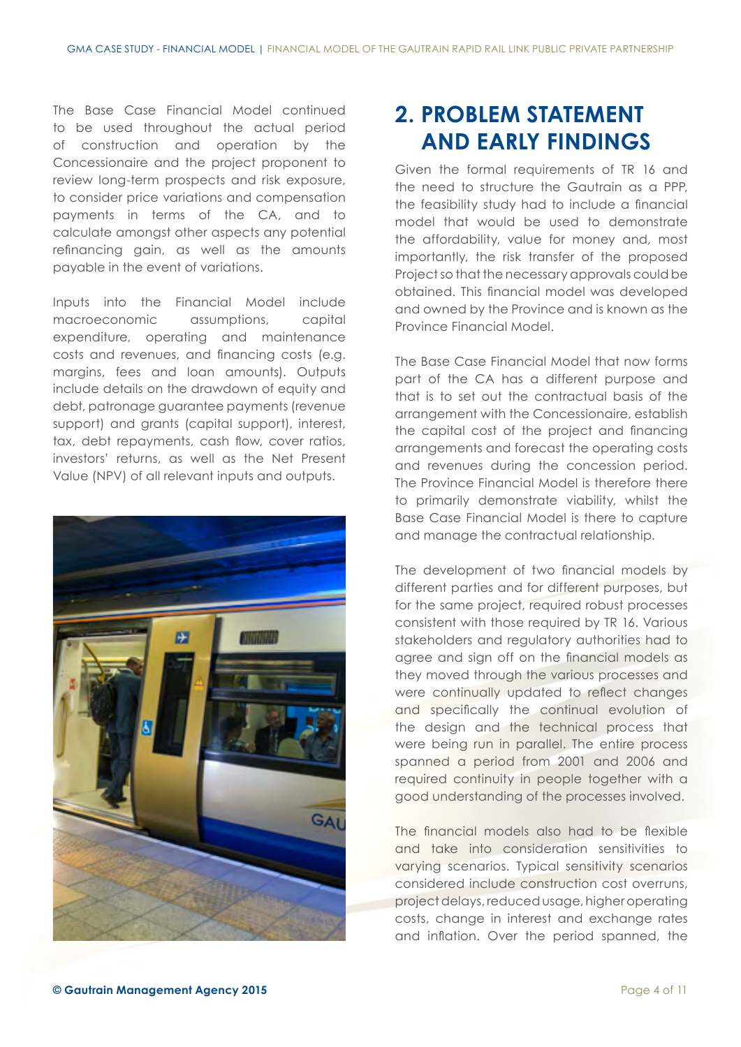The Base Case Financial Model continued to be used throughout the actual period of construction and operation by the Concessionaire and the project proponent to review long-term prospects and risk exposure, to consider price variations and compensation payments in terms of the CA, and to calculate amongst other aspects any potential refinancing gain, as well as the amounts payable in the event of variations.

Inputs into the Financial Model include macroeconomic assumptions, capital expenditure, operating and maintenance costs and revenues, and financing costs (e.g. margins, fees and loan amounts). Outputs include details on the drawdown of equity and debt, patronage guarantee payments (revenue support) and grants (capital support), interest, tax, debt repayments, cash flow, cover ratios, investors' returns, as well as the Net Present Value (NPV) of all relevant inputs and outputs.

## 2. PROBLEM STATEMENT AND EARLY FINDINGS

Given the formal requirements of TR 16 and the need to structure the Gautrain as a PPP, the feasibility study had to include a financial model that would be used to demonstrate the affordability, value for money and, most importantly, the risk transfer of the proposed Project so that the necessary approvals could be obtained. This financial model was developed and owned by the Province and is known as the Province Financial Model.

The Base Case Financial Model that now forms part of the CA has a different purpose and that is to set out the contractual basis of the arrangement with the Concessionaire, establish the capital cost of the project and financing arrangements and forecast the operating costs and revenues during the concession period. The Province Financial Model is therefore there to primarily demonstrate viability, whilst the Base Case Financial Model is there to capture and manage the contractual relationship.

The development of two financial models by different parties and for different purposes, but for the same project, required robust processes consistent with those required by TR 16. Various stakeholders and regulatory authorities had to agree and sign off on the financial models as they moved through the various processes and were continually updated to reflect changes and specifically the continual evolution of the design and the technical process that were being run in parallel. The entire process spanned a period from 2001 and 2006 and required continuity in people together with a good understanding of the processes involved.

The financial models also had to be flexible and take into consideration sensitivities to varying scenarios. Typical sensitivity scenarios considered include construction cost overruns, project delays, reduced usage, higher operating costs, change in interest and exchange rates and inflation. Over the period spanned, the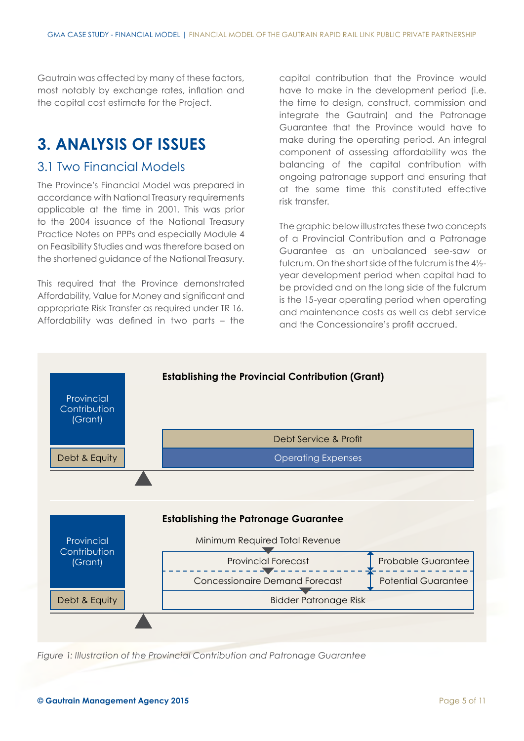Gautrain was affected by many of these factors, most notably by exchange rates, inflation and the capital cost estimate for the Project.

# 3. ANALYSIS OF ISSUES

## 3.1 Two Financial Models

The Province's Financial Model was prepared in accordance with National Treasury requirements applicable at the time in 2001. This was prior to the 2004 issuance of the National Treasury Practice Notes on PPPs and especially Module 4 on Feasibility Studies and was therefore based on the shortened guidance of the National Treasury.

This required that the Province demonstrated Affordability, Value for Money and significant and appropriate Risk Transfer as required under TR 16. Affordability was defined in two parts – the capital contribution that the Province would have to make in the development period (i.e. the time to design, construct, commission and integrate the Gautrain) and the Patronage Guarantee that the Province would have to make during the operating period. An integral component of assessing affordability was the balancing of the capital contribution with ongoing patronage support and ensuring that at the same time this constituted effective risk transfer.

The graphic below illustrates these two concepts of a Provincial Contribution and a Patronage Guarantee as an unbalanced see-saw or fulcrum. On the short side of the fulcrum is the 4½-year development period when capital had to be provided and on the long side of the fulcrum is the 15-year operating period when operating and maintenance costs as well as debt service and the Concessionaire's profit accrued.

**Establishing the Provincial Contribution (Grant)**

Provincial Contribution (Grant)

Debt & Equity

Debt Service & Profit

Operating Expenses

**Establishing the Patronage Guarantee**

Provincial Contribution (Grant)

Debt & Equity

Minimum Required Total Revenue

Provincial Forecast

Probable Guarantee

Concessionaire Demand Forecast

Potential Guarantee

Bidder Patronage Risk

*Figure 1: Illustration of the Provincial Contribution and Patronage Guarantee*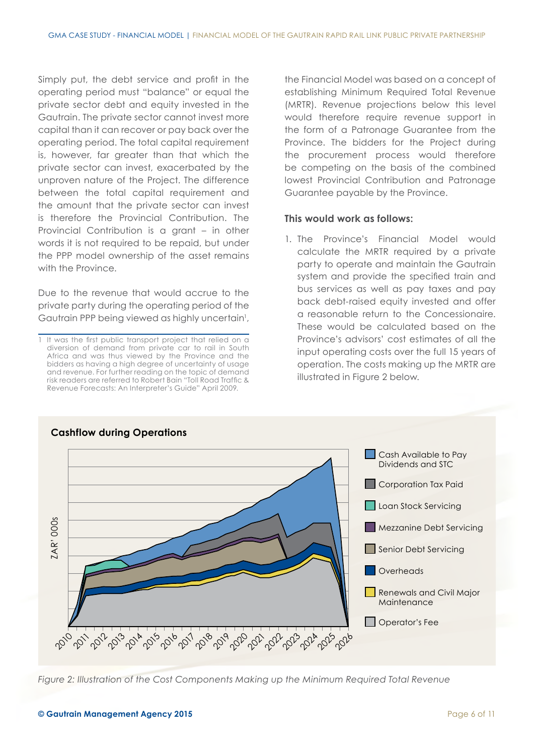Simply put, the debt service and profit in the operating period must "balance" or equal the private sector debt and equity invested in the Gautrain. The private sector cannot invest more capital than it can recover or pay back over the operating period. The total capital requirement is, however, far greater than that which the private sector can invest, exacerbated by the unproven nature of the Project. The difference between the total capital requirement and the amount that the private sector can invest is therefore the Provincial Contribution. The Provincial Contribution is a grant – in other words it is not required to be repaid, but under the PPP model ownership of the asset remains with the Province.

Due to the revenue that would accrue to the private party during the operating period of the Gautrain PPP being viewed as highly uncertain[1], the Financial Model was based on a concept of establishing Minimum Required Total Revenue (MRTR). Revenue projections below this level would therefore require revenue support in the form of a Patronage Guarantee from the Province. The bidders for the Project during the procurement process would therefore be competing on the basis of the combined lowest Provincial Contribution and Patronage Guarantee payable by the Province.

**This would work as follows:**

1. The Province's Financial Model would calculate the MRTR required by a private party to operate and maintain the Gautrain system and provide the specified train and bus services as well as pay taxes and pay back debt-raised equity invested and offer a reasonable return to the Concessionaire. These would be calculated based on the Province's advisors' cost estimates of all the input operating costs over the full 15 years of operation. The costs making up the MRTR are illustrated in Figure 2 below.

**Cashflow during Operations**

ZAR' 000s

2010 2011 2012 2013 2014 2015 2016 2017 2018 2019 2020 2021 2022 2023 2024 2025 2026

Cash Available to Pay Dividends and STC
Corporation Tax Paid
Loan Stock Servicing
Mezzanine Debt Servicing
Senior Debt Servicing
Overheads
Renewals and Civil Major Maintenance
Operator's Fee

*Figure 2: Illustration of the Cost Components Making up the Minimum Required Total Revenue*

---

[1] It was the first public transport project that relied on a diversion of demand from private car to rail in South Africa and was thus viewed by the Province and the bidders as having a high degree of uncertainty of usage and revenue. For further reading on the topic of demand risk readers are referred to Robert Bain "Toll Road Traffic & Revenue Forecasts: An Interpreter's Guide" April 2009.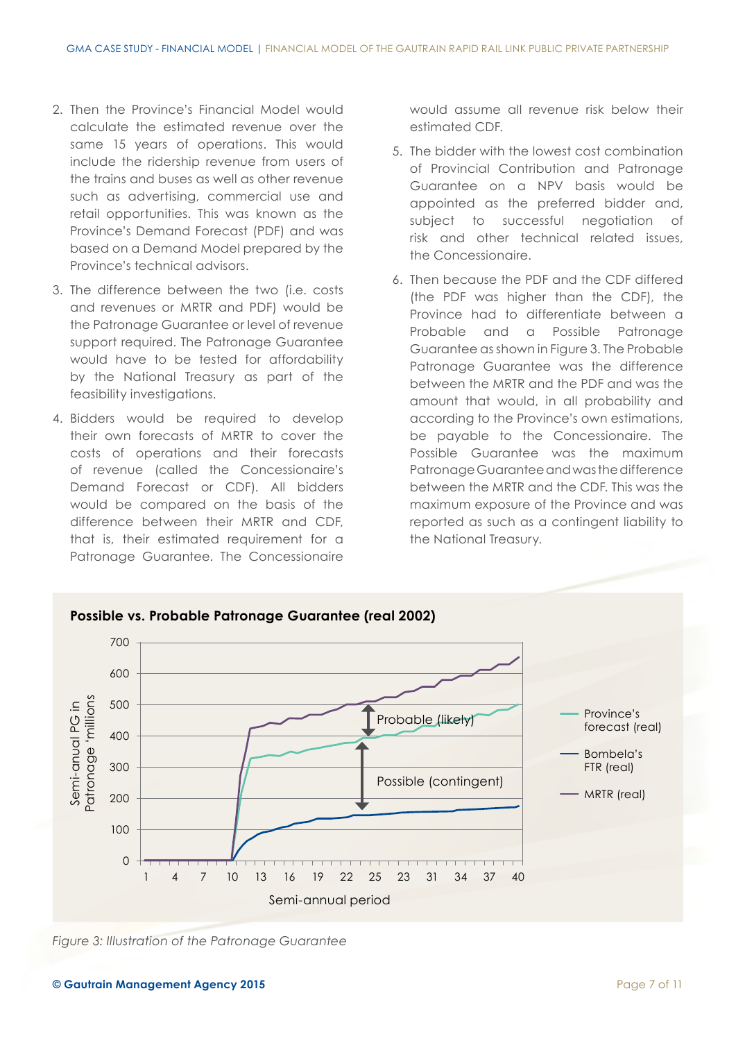2. Then the Province's Financial Model would calculate the estimated revenue over the same 15 years of operations. This would include the ridership revenue from users of the trains and buses as well as other revenue such as advertising, commercial use and retail opportunities. This was known as the Province's Demand Forecast (PDF) and was based on a Demand Model prepared by the Province's technical advisors.
3. The difference between the two (i.e. costs and revenues or MRTR and PDF) would be the Patronage Guarantee or level of revenue support required. The Patronage Guarantee would have to be tested for affordability by the National Treasury as part of the feasibility investigations.
4. Bidders would be required to develop their own forecasts of MRTR to cover the costs of operations and their forecasts of revenue (called the Concessionaire's Demand Forecast or CDF). All bidders would be compared on the basis of the difference between their MRTR and CDF, that is, their estimated requirement for a Patronage Guarantee. The Concessionaire would assume all revenue risk below their estimated CDF.
5. The bidder with the lowest cost combination of Provincial Contribution and Patronage Guarantee on a NPV basis would be appointed as the preferred bidder and, subject to successful negotiation of risk and other technical related issues, the Concessionaire.
6. Then because the PDF and the CDF differed (the PDF was higher than the CDF), the Province had to differentiate between a Probable and a Possible Patronage Guarantee as shown in Figure 3. The Probable Patronage Guarantee was the difference between the MRTR and the PDF and was the amount that would, in all probability and according to the Province's own estimations, be payable to the Concessionaire. The Possible Guarantee was the maximum Patronage Guarantee and was the difference between the MRTR and the CDF. This was the maximum exposure of the Province and was reported as such as a contingent liability to the National Treasury.

**Possible vs. Probable Patronage Guarantee (real 2002)**

Semi-anual PG in Patronage 'millions

0
100
200
300
400
500
600
700

1 4 7 10 13 16 19 22 25 23 31 34 37 40

Semi-annual period

Probable (likely)

Possible (contingent)

Province's forecast (real)

Bombela's FTR (real)

MRTR (real)

*Figure 3: Illustration of the Patronage Guarantee*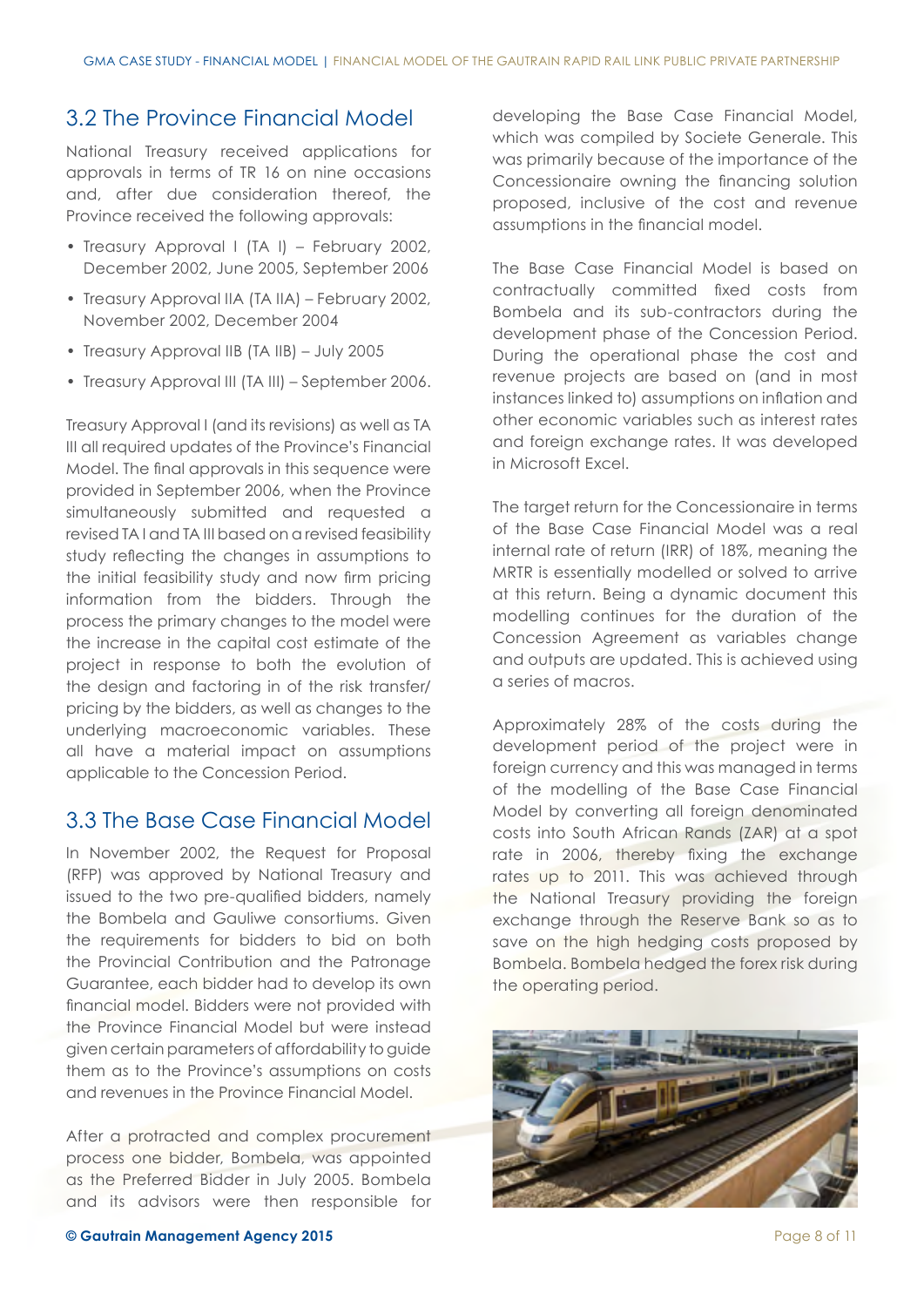## 3.2 The Province Financial Model

National Treasury received applications for approvals in terms of TR 16 on nine occasions and, after due consideration thereof, the Province received the following approvals:

- Treasury Approval I (TA I) – February 2002, December 2002, June 2005, September 2006
- Treasury Approval IIA (TA IIA) – February 2002, November 2002, December 2004
- Treasury Approval IIB (TA IIB) – July 2005
- Treasury Approval III (TA III) – September 2006.

Treasury Approval I (and its revisions) as well as TA III all required updates of the Province's Financial Model. The final approvals in this sequence were provided in September 2006, when the Province simultaneously submitted and requested a revised TA I and TA III based on a revised feasibility study reflecting the changes in assumptions to the initial feasibility study and now firm pricing information from the bidders. Through the process the primary changes to the model were the increase in the capital cost estimate of the project in response to both the evolution of the design and factoring in of the risk transfer/ pricing by the bidders, as well as changes to the underlying macroeconomic variables. These all have a material impact on assumptions applicable to the Concession Period.

## 3.3 The Base Case Financial Model

In November 2002, the Request for Proposal (RFP) was approved by National Treasury and issued to the two pre-qualified bidders, namely the Bombela and Gauliwe consortiums. Given the requirements for bidders to bid on both the Provincial Contribution and the Patronage Guarantee, each bidder had to develop its own financial model. Bidders were not provided with the Province Financial Model but were instead given certain parameters of affordability to guide them as to the Province's assumptions on costs and revenues in the Province Financial Model.

After a protracted and complex procurement process one bidder, Bombela, was appointed as the Preferred Bidder in July 2005. Bombela and its advisors were then responsible for developing the Base Case Financial Model, which was compiled by Societe Generale. This was primarily because of the importance of the Concessionaire owning the financing solution proposed, inclusive of the cost and revenue assumptions in the financial model.

The Base Case Financial Model is based on contractually committed fixed costs from Bombela and its sub-contractors during the development phase of the Concession Period. During the operational phase the cost and revenue projects are based on (and in most instances linked to) assumptions on inflation and other economic variables such as interest rates and foreign exchange rates. It was developed in Microsoft Excel.

The target return for the Concessionaire in terms of the Base Case Financial Model was a real internal rate of return (IRR) of 18%, meaning the MRTR is essentially modelled or solved to arrive at this return. Being a dynamic document this modelling continues for the duration of the Concession Agreement as variables change and outputs are updated. This is achieved using a series of macros.

Approximately 28% of the costs during the development period of the project were in foreign currency and this was managed in terms of the modelling of the Base Case Financial Model by converting all foreign denominated costs into South African Rands (ZAR) at a spot rate in 2006, thereby fixing the exchange rates up to 2011. This was achieved through the National Treasury providing the foreign exchange through the Reserve Bank so as to save on the high hedging costs proposed by Bombela. Bombela hedged the forex risk during the operating period.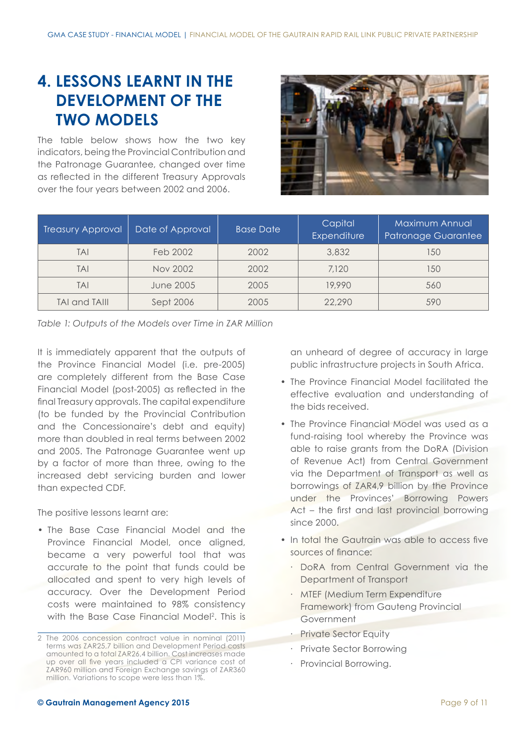# 4. LESSONS LEARNT IN THE DEVELOPMENT OF THE TWO MODELS

The table below shows how the two key indicators, being the Provincial Contribution and the Patronage Guarantee, changed over time as reflected in the different Treasury Approvals over the four years between 2002 and 2006.

| Treasury Approval | Date of Approval | Base Date | Capital Expenditure | Maximum Annual Patronage Guarantee |
|---|---|---|---|---|
| TAI | Feb 2002 | 2002 | 3,832 | 150 |
| TAI | Nov 2002 | 2002 | 7,120 | 150 |
| TAI | June 2005 | 2005 | 19,990 | 560 |
| TAI and TAIII | Sept 2006 | 2005 | 22,290 | 590 |

*Table 1: Outputs of the Models over Time in ZAR Million*

It is immediately apparent that the outputs of the Province Financial Model (i.e. pre-2005) are completely different from the Base Case Financial Model (post-2005) as reflected in the final Treasury approvals. The capital expenditure (to be funded by the Provincial Contribution and the Concessionaire's debt and equity) more than doubled in real terms between 2002 and 2005. The Patronage Guarantee went up by a factor of more than three, owing to the increased debt servicing burden and lower than expected CDF.

The positive lessons learnt are:

- The Base Case Financial Model and the Province Financial Model, once aligned, became a very powerful tool that was accurate to the point that funds could be allocated and spent to very high levels of accuracy. Over the Development Period costs were maintained to 98% consistency with the Base Case Financial Model[2]. This is an unheard of degree of accuracy in large public infrastructure projects in South Africa.
- The Province Financial Model facilitated the effective evaluation and understanding of the bids received.
- The Province Financial Model was used as a fund-raising tool whereby the Province was able to raise grants from the DoRA (Division of Revenue Act) from Central Government via the Department of Transport as well as borrowings of ZAR4,9 billion by the Province under the Provinces' Borrowing Powers Act – the first and last provincial borrowing since 2000.
- In total the Gautrain was able to access five sources of finance:
  - DoRA from Central Government via the Department of Transport
  - MTEF (Medium Term Expenditure Framework) from Gauteng Provincial Government
  - Private Sector Equity
  - Private Sector Borrowing
  - Provincial Borrowing.

[2] The 2006 concession contract value in nominal (2011) terms was ZAR25,7 billion and Development Period costs amounted to a total ZAR26,4 billion. Cost increases made up over all five years included a CPI variance cost of ZAR960 million and Foreign Exchange savings of ZAR360 million. Variations to scope were less than 1%.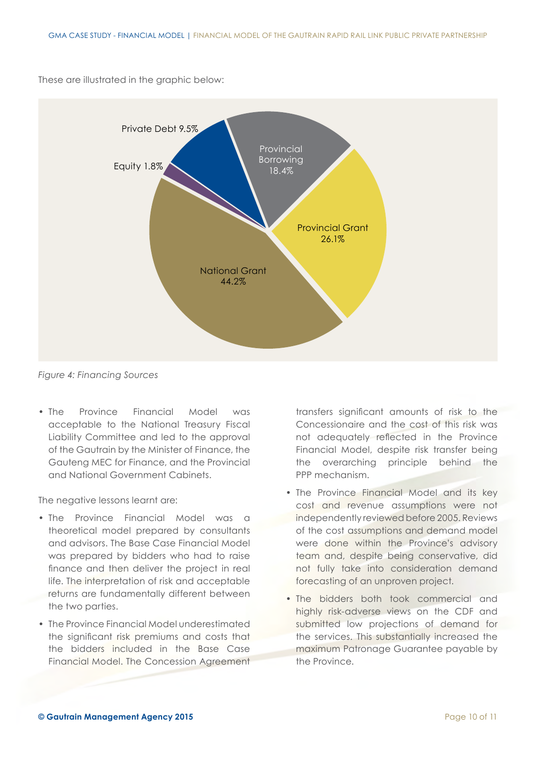These are illustrated in the graphic below:

Private Debt 9.5%

Equity 1.8%

Provincial Borrowing 18.4%

Provincial Grant 26.1%

National Grant 44.2%

*Figure 4: Financing Sources*

- The Province Financial Model was acceptable to the National Treasury Fiscal Liability Committee and led to the approval of the Gautrain by the Minister of Finance, the Gauteng MEC for Finance, and the Provincial and National Government Cabinets.

The negative lessons learnt are:

- The Province Financial Model was a theoretical model prepared by consultants and advisors. The Base Case Financial Model was prepared by bidders who had to raise finance and then deliver the project in real life. The interpretation of risk and acceptable returns are fundamentally different between the two parties.
- The Province Financial Model underestimated the significant risk premiums and costs that the bidders included in the Base Case Financial Model. The Concession Agreement transfers significant amounts of risk to the Concessionaire and the cost of this risk was not adequately reflected in the Province Financial Model, despite risk transfer being the overarching principle behind the PPP mechanism.
- The Province Financial Model and its key cost and revenue assumptions were not independently reviewed before 2005. Reviews of the cost assumptions and demand model were done within the Province's advisory team and, despite being conservative, did not fully take into consideration demand forecasting of an unproven project.
- The bidders both took commercial and highly risk-adverse views on the CDF and submitted low projections of demand for the services. This substantially increased the maximum Patronage Guarantee payable by the Province.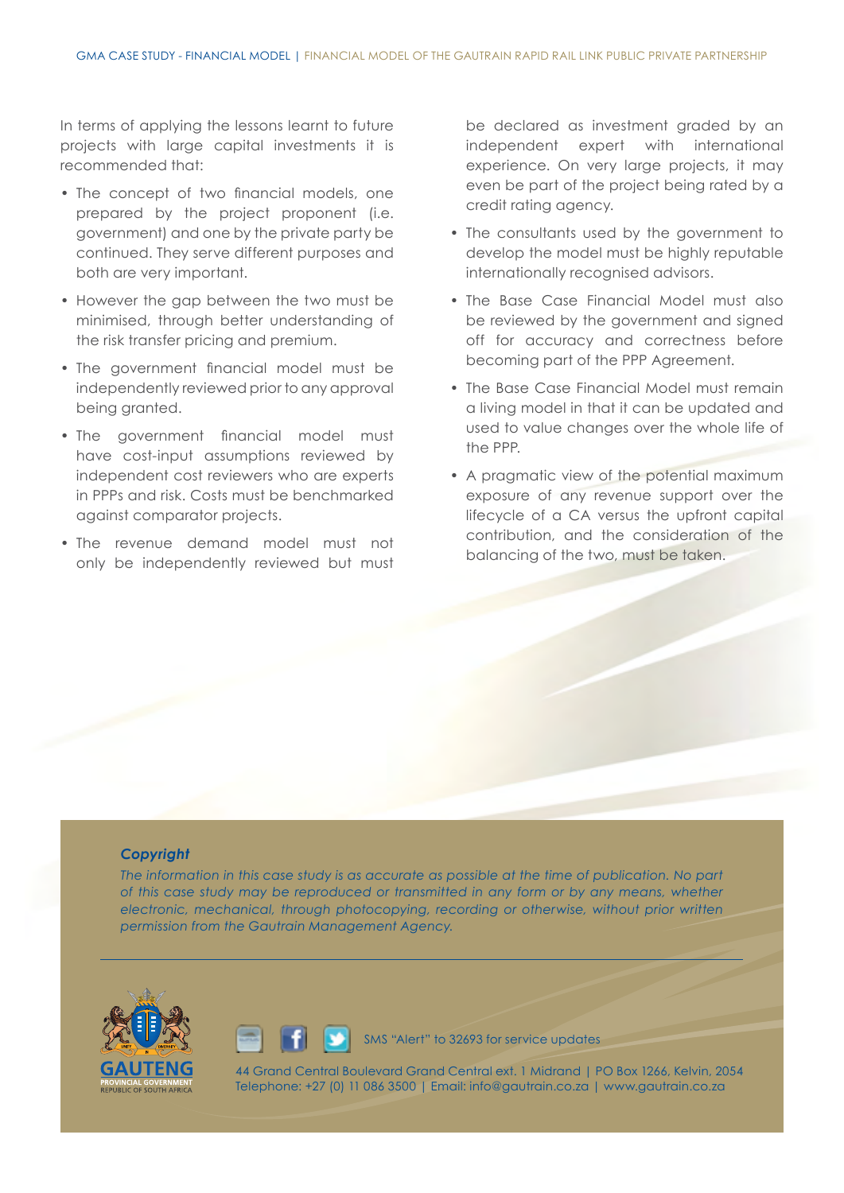In terms of applying the lessons learnt to future projects with large capital investments it is recommended that:

- The concept of two financial models, one prepared by the project proponent (i.e. government) and one by the private party be continued. They serve different purposes and both are very important.
- However the gap between the two must be minimised, through better understanding of the risk transfer pricing and premium.
- The government financial model must be independently reviewed prior to any approval being granted.
- The government financial model must have cost-input assumptions reviewed by independent cost reviewers who are experts in PPPs and risk. Costs must be benchmarked against comparator projects.
- The revenue demand model must not only be independently reviewed but must be declared as investment graded by an independent expert with international experience. On very large projects, it may even be part of the project being rated by a credit rating agency.
- The consultants used by the government to develop the model must be highly reputable internationally recognised advisors.
- The Base Case Financial Model must also be reviewed by the government and signed off for accuracy and correctness before becoming part of the PPP Agreement.
- The Base Case Financial Model must remain a living model in that it can be updated and used to value changes over the whole life of the PPP.
- A pragmatic view of the potential maximum exposure of any revenue support over the lifecycle of a CA versus the upfront capital contribution, and the consideration of the balancing of the two, must be taken.

***Copyright***

*The information in this case study is as accurate as possible at the time of publication. No part of this case study may be reproduced or transmitted in any form or by any means, whether electronic, mechanical, through photocopying, recording or otherwise, without prior written permission from the Gautrain Management Agency.*

GAUTENG PROVINCIAL GOVERNMENT
REPUBLIC OF SOUTH AFRICA

SMS "Alert" to 32693 for service updates

44 Grand Central Boulevard Grand Central ext. 1 Midrand | PO Box 1266, Kelvin, 2054
Telephone: +27 (0) 11 086 3500 | Email: info@gautrain.co.za | www.gautrain.co.za